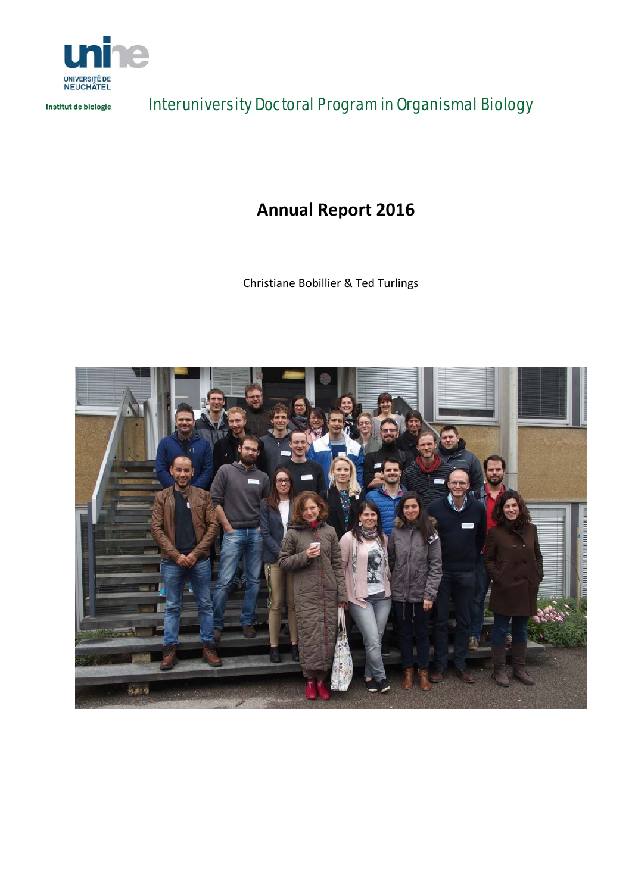UNIVERSITÉ DE NEUCHÂTEL

Institut de biologie

Interuniversity Doctoral Program in Organismal Biology

# Annual Report 2016

Christiane Bobillier & Ted Turlings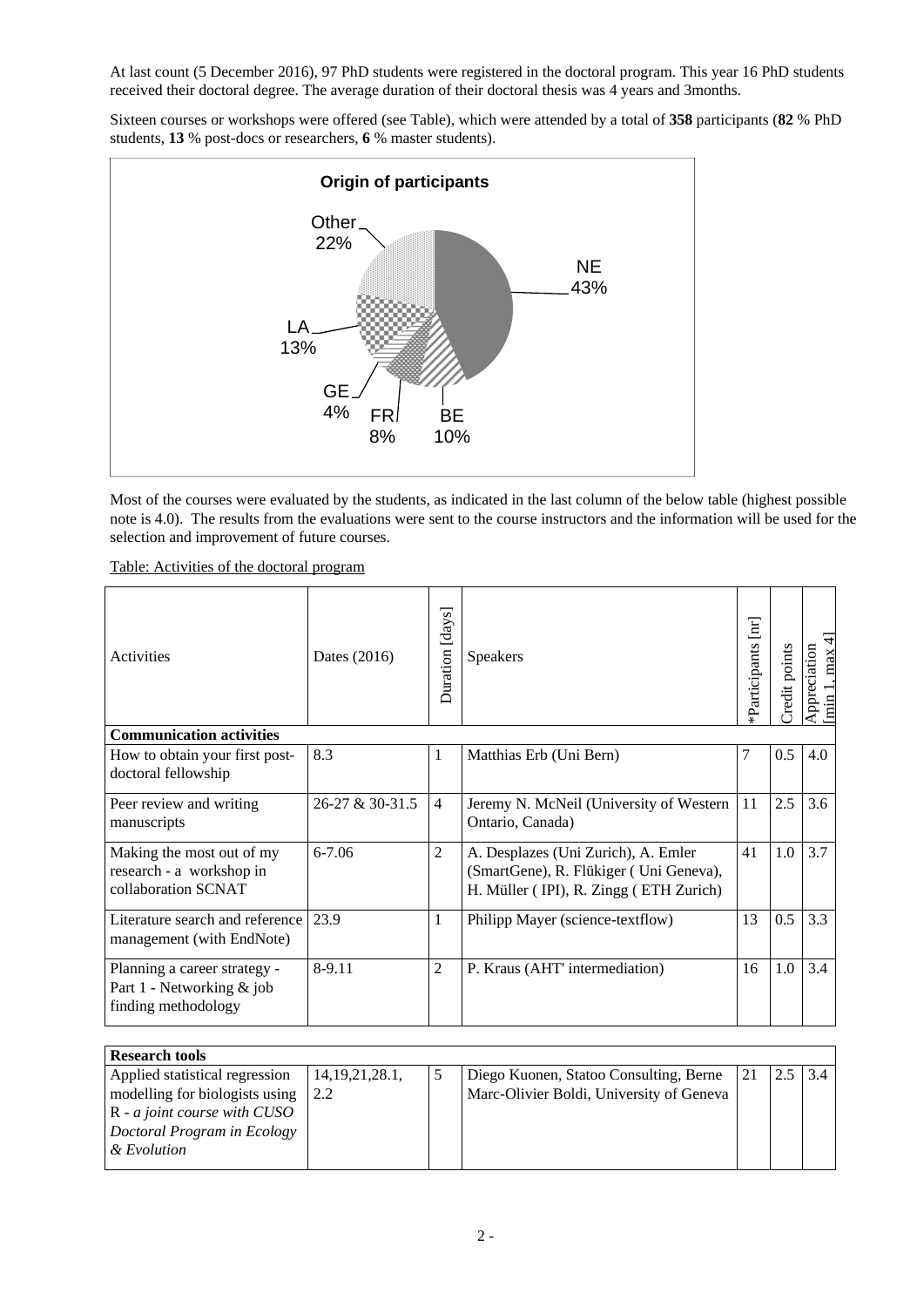At last count (5 December 2016), 97 PhD students were registered in the doctoral program. This year 16 PhD students received their doctoral degree. The average duration of their doctoral thesis was 4 years and 3months.

Sixteen courses or workshops were offered (see Table), which were attended by a total of **358** participants (**82** % PhD students, **13** % post-docs or researchers, **6** % master students).

**Origin of participants**

NE 43%, BE 10%, FR 8%, GE 4%, LA 13%, Other 22%

Most of the courses were evaluated by the students, as indicated in the last column of the below table (highest possible note is 4.0). The results from the evaluations were sent to the course instructors and the information will be used for the selection and improvement of future courses.

Table: Activities of the doctoral program

| Activities | Dates (2016) | Duration [days] | Speakers | *Participants [nr] | Credit points | Appreciation [min 1, max 4] |
|---|---|---|---|---|---|---|
| **Communication activities** | | | | | | |
| How to obtain your first post-doctoral fellowship | 8.3 | 1 | Matthias Erb (Uni Bern) | 7 | 0.5 | 4.0 |
| Peer review and writing manuscripts | 26-27 & 30-31.5 | 4 | Jeremy N. McNeil (University of Western Ontario, Canada) | 11 | 2.5 | 3.6 |
| Making the most out of my research - a workshop in collaboration SCNAT | 6-7.06 | 2 | A. Desplazes (Uni Zurich), A. Emler (SmartGene), R. Flükiger ( Uni Geneva), H. Müller ( IPI), R. Zingg ( ETH Zurich) | 41 | 1.0 | 3.7 |
| Literature search and reference management (with EndNote) | 23.9 | 1 | Philipp Mayer (science-textflow) | 13 | 0.5 | 3.3 |
| Planning a career strategy - Part 1 - Networking & job finding methodology | 8-9.11 | 2 | P. Kraus (AHT' intermediation) | 16 | 1.0 | 3.4 |
| **Research tools** | | | | | | |
| Applied statistical regression modelling for biologists using R - *a joint course with CUSO Doctoral Program in Ecology & Evolution* | 14,19,21,28.1, 2.2 | 5 | Diego Kuonen, Statoo Consulting, Berne Marc-Olivier Boldi, University of Geneva | 21 | 2.5 | 3.4 |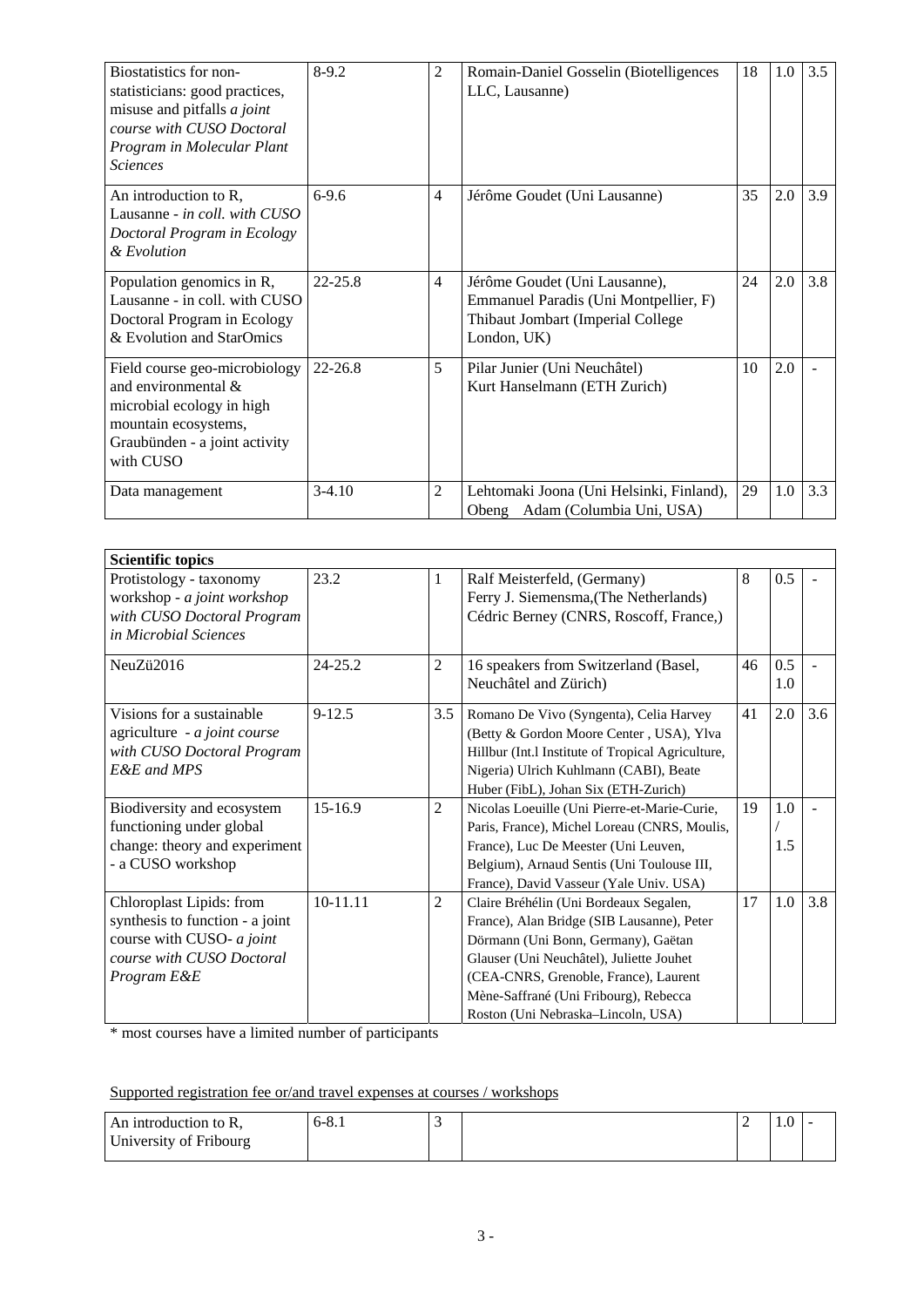| | | | | | | |
|---|---|---|---|---|---|---|
| Biostatistics for non-statisticians: good practices, misuse and pitfalls *a joint course with CUSO Doctoral Program in Molecular Plant Sciences* | 8-9.2 | 2 | Romain-Daniel Gosselin (Biotelligences LLC, Lausanne) | 18 | 1.0 | 3.5 |
| An introduction to R, Lausanne - *in coll. with CUSO Doctoral Program in Ecology & Evolution* | 6-9.6 | 4 | Jérôme Goudet (Uni Lausanne) | 35 | 2.0 | 3.9 |
| Population genomics in R, Lausanne - in coll. with CUSO Doctoral Program in Ecology & Evolution and StarOmics | 22-25.8 | 4 | Jérôme Goudet (Uni Lausanne), Emmanuel Paradis (Uni Montpellier, F) Thibaut Jombart (Imperial College London, UK) | 24 | 2.0 | 3.8 |
| Field course geo-microbiology and environmental & microbial ecology in high mountain ecosystems, Graubünden - a joint activity with CUSO | 22-26.8 | 5 | Pilar Junier (Uni Neuchâtel) Kurt Hanselmann (ETH Zurich) | 10 | 2.0 | - |
| Data management | 3-4.10 | 2 | Lehtomaki Joona (Uni Helsinki, Finland), Obeng Adam (Columbia Uni, USA) | 29 | 1.0 | 3.3 |

| **Scientific topics** | | | | | | |
|---|---|---|---|---|---|---|
| Protistology - taxonomy workshop - *a joint workshop with CUSO Doctoral Program in Microbial Sciences* | 23.2 | 1 | Ralf Meisterfeld, (Germany) Ferry J. Siemensma,(The Netherlands) Cédric Berney (CNRS, Roscoff, France,) | 8 | 0.5 | - |
| NeuZü2016 | 24-25.2 | 2 | 16 speakers from Switzerland (Basel, Neuchâtel and Zürich) | 46 | 0.5 1.0 | - |
| Visions for a sustainable agriculture - *a joint course with CUSO Doctoral Program E&E and MPS* | 9-12.5 | 3.5 | Romano De Vivo (Syngenta), Celia Harvey (Betty & Gordon Moore Center , USA), Ylva Hillbur (Int.l Institute of Tropical Agriculture, Nigeria) Ulrich Kuhlmann (CABI), Beate Huber (FibL), Johan Six (ETH-Zurich) | 41 | 2.0 | 3.6 |
| Biodiversity and ecosystem functioning under global change: theory and experiment - a CUSO workshop | 15-16.9 | 2 | Nicolas Loeuille (Uni Pierre-et-Marie-Curie, Paris, France), Michel Loreau (CNRS, Moulis, France), Luc De Meester (Uni Leuven, Belgium), Arnaud Sentis (Uni Toulouse III, France), David Vasseur (Yale Univ. USA) | 19 | 1.0 / 1.5 | - |
| Chloroplast Lipids: from synthesis to function - a joint course with CUSO- *a joint course with CUSO Doctoral Program E&E* | 10-11.11 | 2 | Claire Bréhélin (Uni Bordeaux Segalen, France), Alan Bridge (SIB Lausanne), Peter Dörmann (Uni Bonn, Germany), Gaëtan Glauser (Uni Neuchâtel), Juliette Jouhet (CEA-CNRS, Grenoble, France), Laurent Mène-Saffrané (Uni Fribourg), Rebecca Roston (Uni Nebraska–Lincoln, USA) | 17 | 1.0 | 3.8 |

\* most courses have a limited number of participants

Supported registration fee or/and travel expenses at courses / workshops

| | | | | | | |
|---|---|---|---|---|---|---|
| An introduction to R, University of Fribourg | 6-8.1 | 3 | | 2 | 1.0 | - |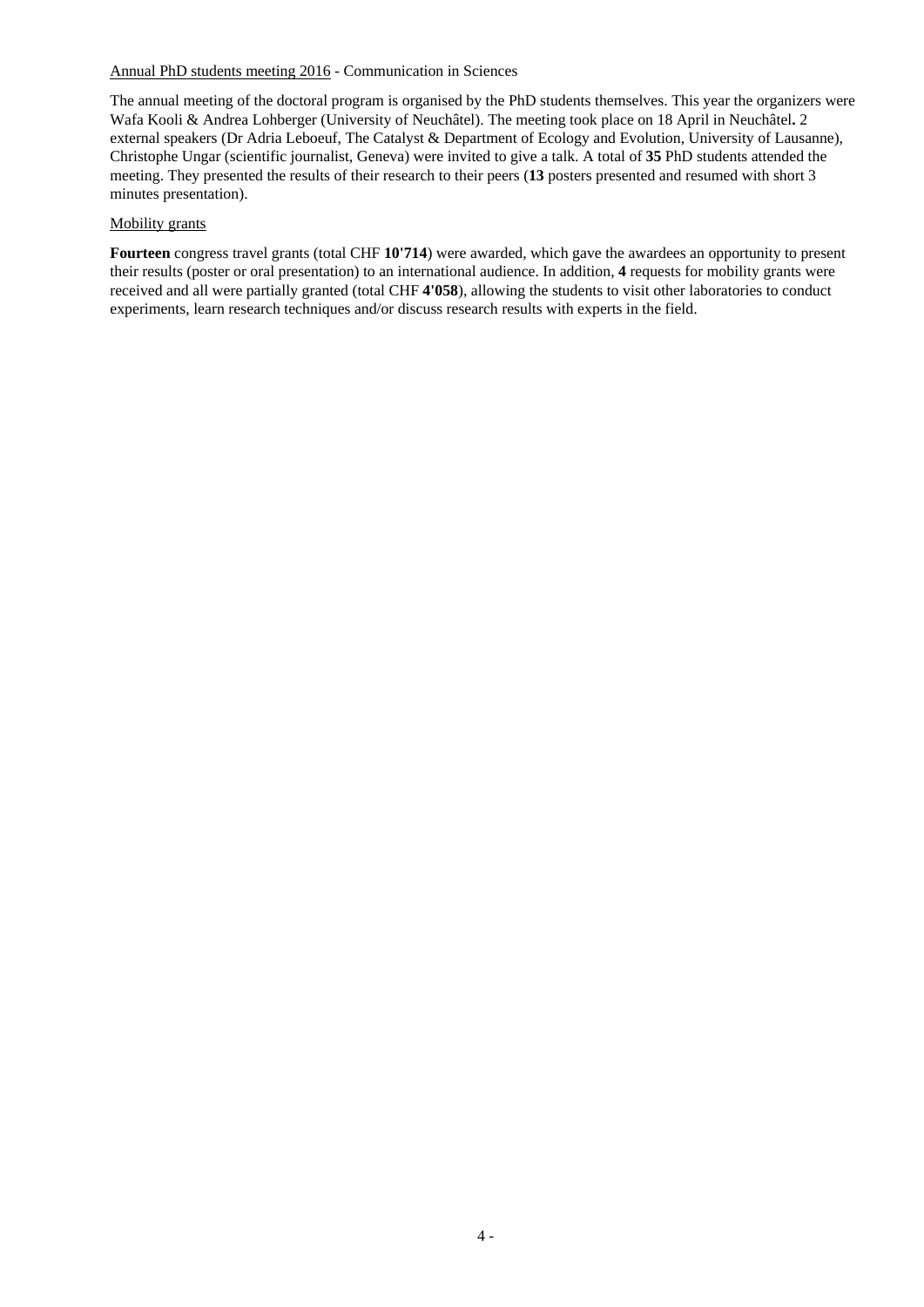Annual PhD students meeting 2016 - Communication in Sciences

The annual meeting of the doctoral program is organised by the PhD students themselves. This year the organizers were Wafa Kooli & Andrea Lohberger (University of Neuchâtel). The meeting took place on 18 April in Neuchâtel**.** 2 external speakers (Dr Adria Leboeuf, The Catalyst & Department of Ecology and Evolution, University of Lausanne), Christophe Ungar (scientific journalist, Geneva) were invited to give a talk. A total of **35** PhD students attended the meeting. They presented the results of their research to their peers (**13** posters presented and resumed with short 3 minutes presentation).

Mobility grants

**Fourteen** congress travel grants (total CHF **10'714**) were awarded, which gave the awardees an opportunity to present their results (poster or oral presentation) to an international audience. In addition, **4** requests for mobility grants were received and all were partially granted (total CHF **4'058**), allowing the students to visit other laboratories to conduct experiments, learn research techniques and/or discuss research results with experts in the field.